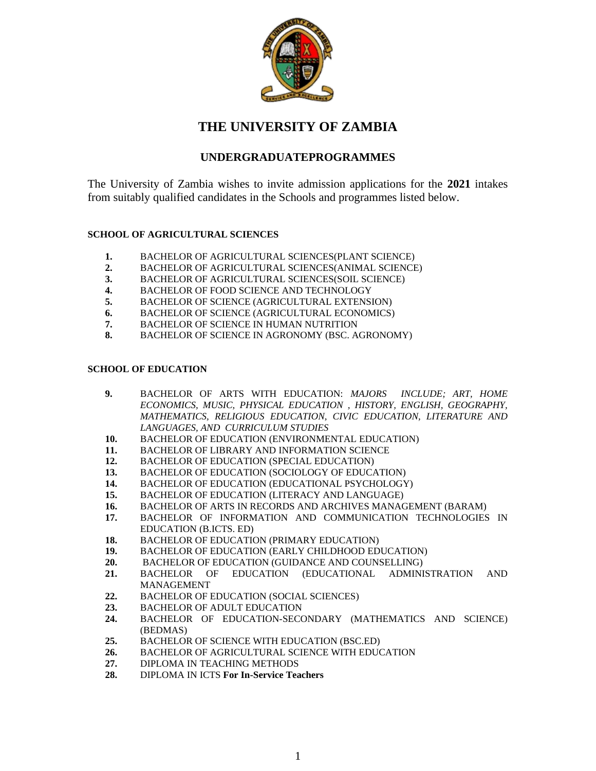# THE UNIVERSITY OF ZAMBIA

## UNDERGRADUATEPROGRAMMES

The University of Zambia wishes to invite admission applications for the **2021** intakes from suitably qualified candidates in the Schools and programmes listed below.

### SCHOOL OF AGRICULTURAL SCIENCES

1. BACHELOR OF AGRICULTURAL SCIENCES(PLANT SCIENCE)
2. BACHELOR OF AGRICULTURAL SCIENCES(ANIMAL SCIENCE)
3. BACHELOR OF AGRICULTURAL SCIENCES(SOIL SCIENCE)
4. BACHELOR OF FOOD SCIENCE AND TECHNOLOGY
5. BACHELOR OF SCIENCE (AGRICULTURAL EXTENSION)
6. BACHELOR OF SCIENCE (AGRICULTURAL ECONOMICS)
7. BACHELOR OF SCIENCE IN HUMAN NUTRITION
8. BACHELOR OF SCIENCE IN AGRONOMY (BSC. AGRONOMY)

### SCHOOL OF EDUCATION

9. BACHELOR OF ARTS WITH EDUCATION: *MAJORS INCLUDE; ART, HOME ECONOMICS, MUSIC, PHYSICAL EDUCATION , HISTORY, ENGLISH, GEOGRAPHY, MATHEMATICS, RELIGIOUS EDUCATION, CIVIC EDUCATION, LITERATURE AND LANGUAGES, AND CURRICULUM STUDIES*
10. BACHELOR OF EDUCATION (ENVIRONMENTAL EDUCATION)
11. BACHELOR OF LIBRARY AND INFORMATION SCIENCE
12. BACHELOR OF EDUCATION (SPECIAL EDUCATION)
13. BACHELOR OF EDUCATION (SOCIOLOGY OF EDUCATION)
14. BACHELOR OF EDUCATION (EDUCATIONAL PSYCHOLOGY)
15. BACHELOR OF EDUCATION (LITERACY AND LANGUAGE)
16. BACHELOR OF ARTS IN RECORDS AND ARCHIVES MANAGEMENT (BARAM)
17. BACHELOR OF INFORMATION AND COMMUNICATION TECHNOLOGIES IN EDUCATION (B.ICTS. ED)
18. BACHELOR OF EDUCATION (PRIMARY EDUCATION)
19. BACHELOR OF EDUCATION (EARLY CHILDHOOD EDUCATION)
20. BACHELOR OF EDUCATION (GUIDANCE AND COUNSELLING)
21. BACHELOR OF EDUCATION (EDUCATIONAL ADMINISTRATION AND MANAGEMENT
22. BACHELOR OF EDUCATION (SOCIAL SCIENCES)
23. BACHELOR OF ADULT EDUCATION
24. BACHELOR OF EDUCATION-SECONDARY (MATHEMATICS AND SCIENCE) (BEDMAS)
25. BACHELOR OF SCIENCE WITH EDUCATION (BSC.ED)
26. BACHELOR OF AGRICULTURAL SCIENCE WITH EDUCATION
27. DIPLOMA IN TEACHING METHODS
28. DIPLOMA IN ICTS **For In-Service Teachers**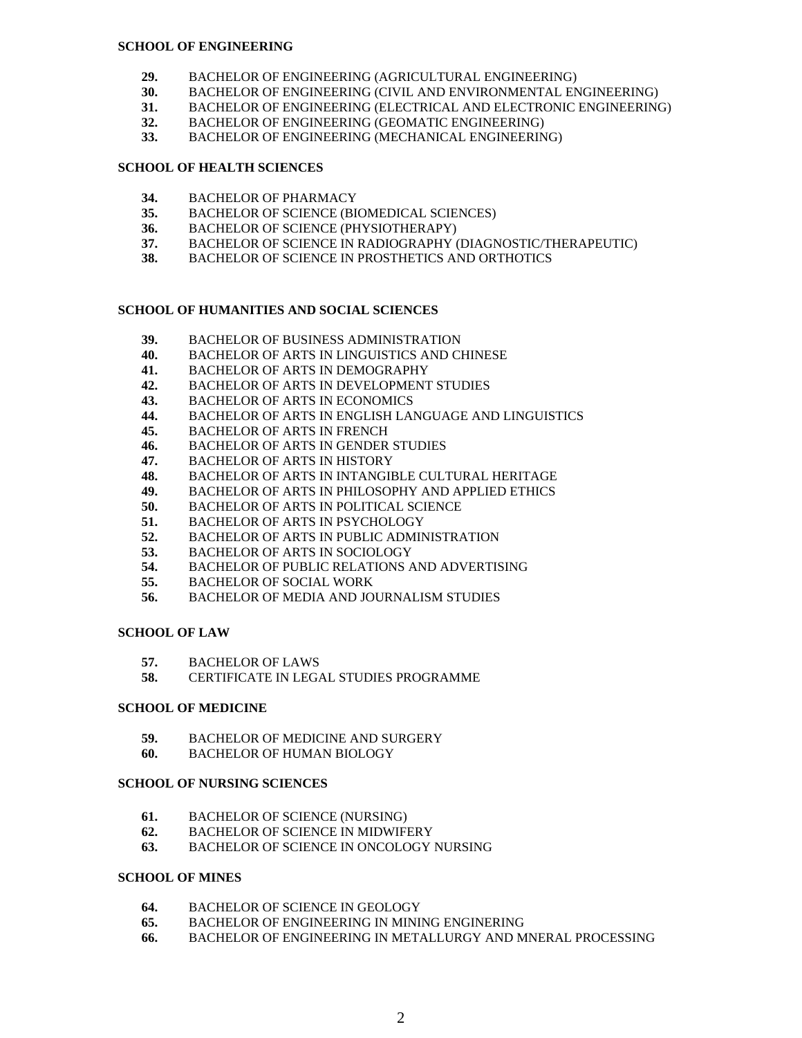**SCHOOL OF ENGINEERING**

29. BACHELOR OF ENGINEERING (AGRICULTURAL ENGINEERING)
30. BACHELOR OF ENGINEERING (CIVIL AND ENVIRONMENTAL ENGINEERING)
31. BACHELOR OF ENGINEERING (ELECTRICAL AND ELECTRONIC ENGINEERING)
32. BACHELOR OF ENGINEERING (GEOMATIC ENGINEERING)
33. BACHELOR OF ENGINEERING (MECHANICAL ENGINEERING)

**SCHOOL OF HEALTH SCIENCES**

34. BACHELOR OF PHARMACY
35. BACHELOR OF SCIENCE (BIOMEDICAL SCIENCES)
36. BACHELOR OF SCIENCE (PHYSIOTHERAPY)
37. BACHELOR OF SCIENCE IN RADIOGRAPHY (DIAGNOSTIC/THERAPEUTIC)
38. BACHELOR OF SCIENCE IN PROSTHETICS AND ORTHOTICS

**SCHOOL OF HUMANITIES AND SOCIAL SCIENCES**

39. BACHELOR OF BUSINESS ADMINISTRATION
40. BACHELOR OF ARTS IN LINGUISTICS AND CHINESE
41. BACHELOR OF ARTS IN DEMOGRAPHY
42. BACHELOR OF ARTS IN DEVELOPMENT STUDIES
43. BACHELOR OF ARTS IN ECONOMICS
44. BACHELOR OF ARTS IN ENGLISH LANGUAGE AND LINGUISTICS
45. BACHELOR OF ARTS IN FRENCH
46. BACHELOR OF ARTS IN GENDER STUDIES
47. BACHELOR OF ARTS IN HISTORY
48. BACHELOR OF ARTS IN INTANGIBLE CULTURAL HERITAGE
49. BACHELOR OF ARTS IN PHILOSOPHY AND APPLIED ETHICS
50. BACHELOR OF ARTS IN POLITICAL SCIENCE
51. BACHELOR OF ARTS IN PSYCHOLOGY
52. BACHELOR OF ARTS IN PUBLIC ADMINISTRATION
53. BACHELOR OF ARTS IN SOCIOLOGY
54. BACHELOR OF PUBLIC RELATIONS AND ADVERTISING
55. BACHELOR OF SOCIAL WORK
56. BACHELOR OF MEDIA AND JOURNALISM STUDIES

**SCHOOL OF LAW**

57. BACHELOR OF LAWS
58. CERTIFICATE IN LEGAL STUDIES PROGRAMME

**SCHOOL OF MEDICINE**

59. BACHELOR OF MEDICINE AND SURGERY
60. BACHELOR OF HUMAN BIOLOGY

**SCHOOL OF NURSING SCIENCES**

61. BACHELOR OF SCIENCE (NURSING)
62. BACHELOR OF SCIENCE IN MIDWIFERY
63. BACHELOR OF SCIENCE IN ONCOLOGY NURSING

**SCHOOL OF MINES**

64. BACHELOR OF SCIENCE IN GEOLOGY
65. BACHELOR OF ENGINEERING IN MINING ENGINERING
66. BACHELOR OF ENGINEERING IN METALLURGY AND MNERAL PROCESSING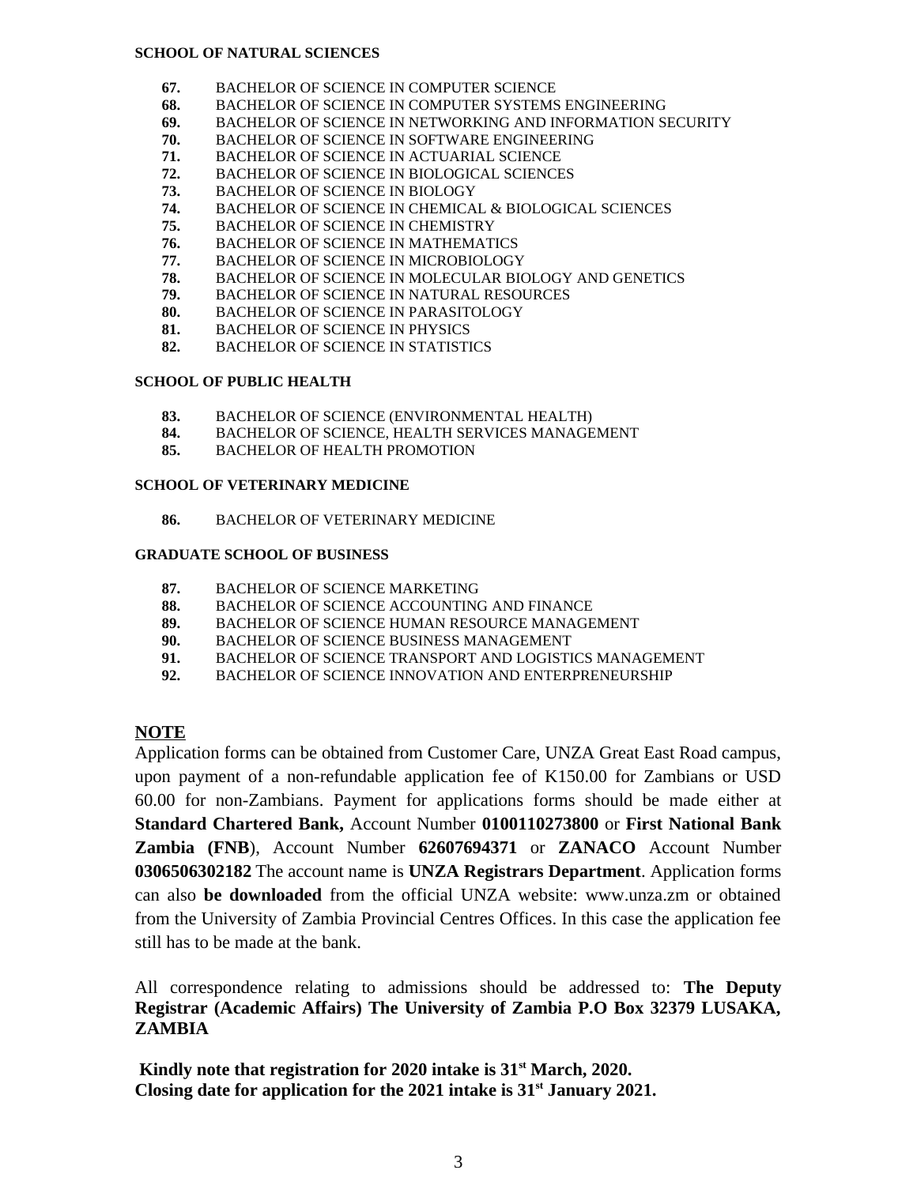**SCHOOL OF NATURAL SCIENCES**

67. BACHELOR OF SCIENCE IN COMPUTER SCIENCE
68. BACHELOR OF SCIENCE IN COMPUTER SYSTEMS ENGINEERING
69. BACHELOR OF SCIENCE IN NETWORKING AND INFORMATION SECURITY
70. BACHELOR OF SCIENCE IN SOFTWARE ENGINEERING
71. BACHELOR OF SCIENCE IN ACTUARIAL SCIENCE
72. BACHELOR OF SCIENCE IN BIOLOGICAL SCIENCES
73. BACHELOR OF SCIENCE IN BIOLOGY
74. BACHELOR OF SCIENCE IN CHEMICAL & BIOLOGICAL SCIENCES
75. BACHELOR OF SCIENCE IN CHEMISTRY
76. BACHELOR OF SCIENCE IN MATHEMATICS
77. BACHELOR OF SCIENCE IN MICROBIOLOGY
78. BACHELOR OF SCIENCE IN MOLECULAR BIOLOGY AND GENETICS
79. BACHELOR OF SCIENCE IN NATURAL RESOURCES
80. BACHELOR OF SCIENCE IN PARASITOLOGY
81. BACHELOR OF SCIENCE IN PHYSICS
82. BACHELOR OF SCIENCE IN STATISTICS

**SCHOOL OF PUBLIC HEALTH**

83. BACHELOR OF SCIENCE (ENVIRONMENTAL HEALTH)
84. BACHELOR OF SCIENCE, HEALTH SERVICES MANAGEMENT
85. BACHELOR OF HEALTH PROMOTION

**SCHOOL OF VETERINARY MEDICINE**

86. BACHELOR OF VETERINARY MEDICINE

**GRADUATE SCHOOL OF BUSINESS**

87. BACHELOR OF SCIENCE MARKETING
88. BACHELOR OF SCIENCE ACCOUNTING AND FINANCE
89. BACHELOR OF SCIENCE HUMAN RESOURCE MANAGEMENT
90. BACHELOR OF SCIENCE BUSINESS MANAGEMENT
91. BACHELOR OF SCIENCE TRANSPORT AND LOGISTICS MANAGEMENT
92. BACHELOR OF SCIENCE INNOVATION AND ENTERPRENEURSHIP

**NOTE**

Application forms can be obtained from Customer Care, UNZA Great East Road campus, upon payment of a non-refundable application fee of K150.00 for Zambians or USD 60.00 for non-Zambians. Payment for applications forms should be made either at **Standard Chartered Bank,** Account Number **0100110273800** or **First National Bank Zambia (FNB**), Account Number **62607694371** or **ZANACO** Account Number **0306506302182** The account name is **UNZA Registrars Department**. Application forms can also **be downloaded** from the official UNZA website: www.unza.zm or obtained from the University of Zambia Provincial Centres Offices. In this case the application fee still has to be made at the bank.

All correspondence relating to admissions should be addressed to: **The Deputy Registrar (Academic Affairs) The University of Zambia P.O Box 32379 LUSAKA, ZAMBIA**

**Kindly note that registration for 2020 intake is 31st March, 2020.**
**Closing date for application for the 2021 intake is 31st January 2021.**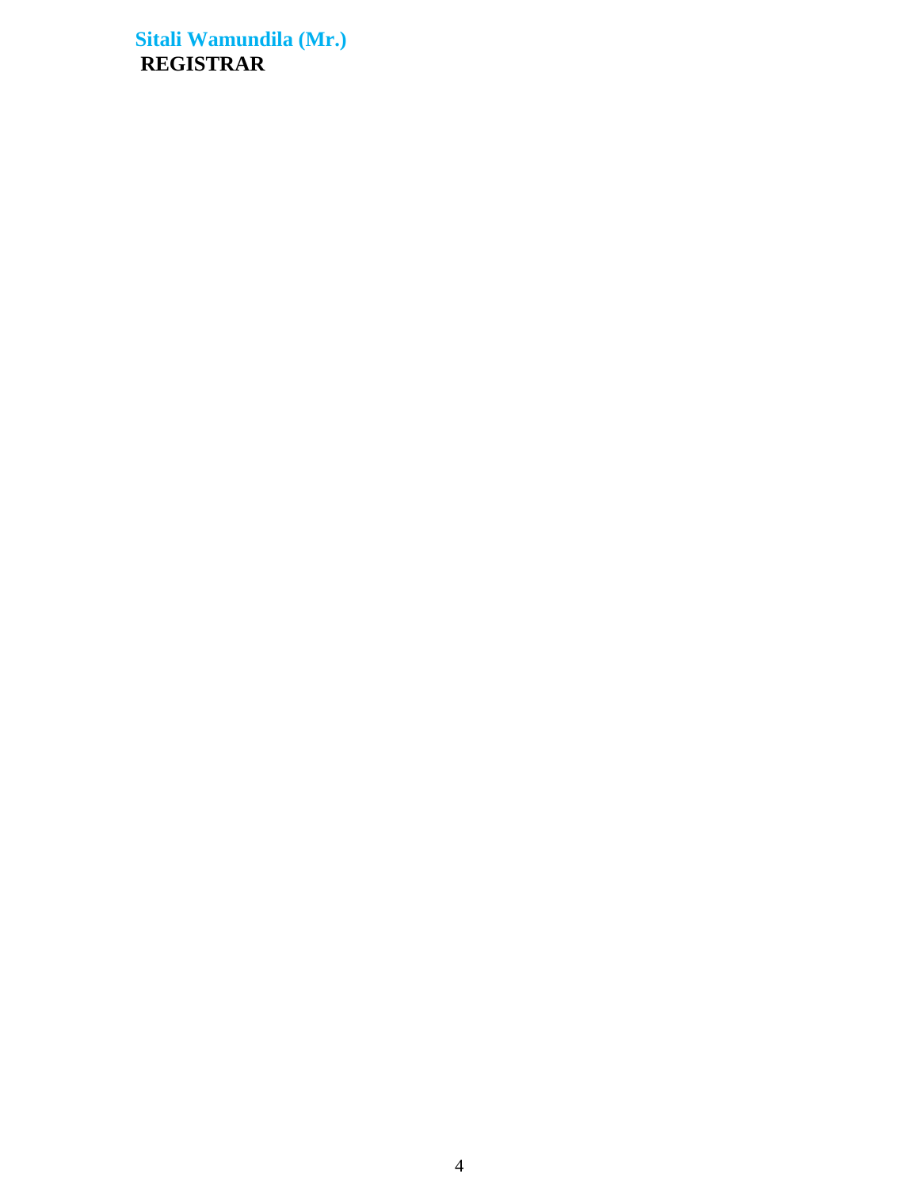**Sitali Wamundila (Mr.)**
**REGISTRAR**